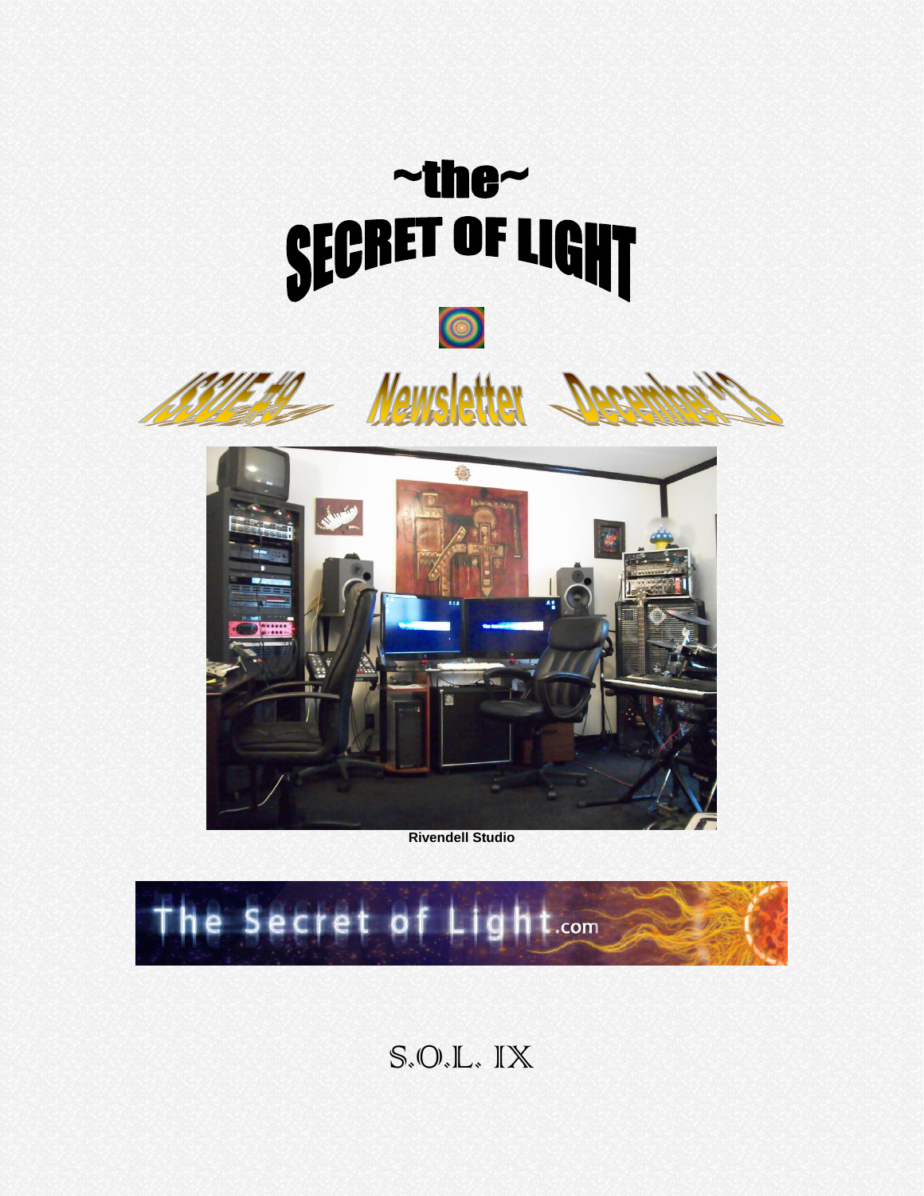# ~the~
# SECRET OF LIGHT

## ISSUE #9 Newsletter December '13

Rivendell Studio

The Secret of Light.com

S.O.L. IX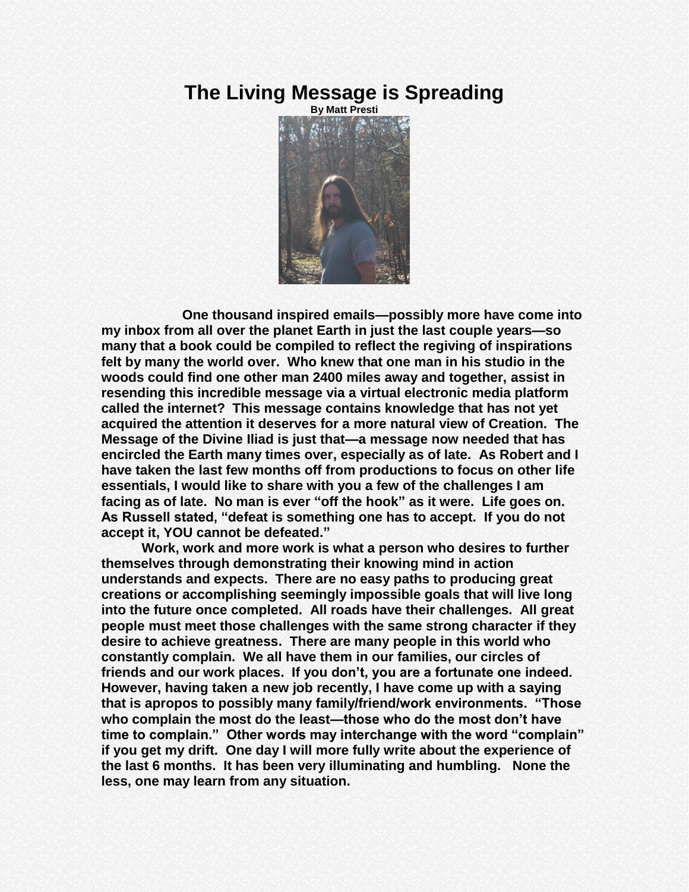# The Living Message is Spreading

**By Matt Presti**

**One thousand inspired emails—possibly more have come into my inbox from all over the planet Earth in just the last couple years—so many that a book could be compiled to reflect the regiving of inspirations felt by many the world over. Who knew that one man in his studio in the woods could find one other man 2400 miles away and together, assist in resending this incredible message via a virtual electronic media platform called the internet? This message contains knowledge that has not yet acquired the attention it deserves for a more natural view of Creation. The Message of the Divine Iliad is just that—a message now needed that has encircled the Earth many times over, especially as of late. As Robert and I have taken the last few months off from productions to focus on other life essentials, I would like to share with you a few of the challenges I am facing as of late. No man is ever "off the hook" as it were. Life goes on. As Russell stated, "defeat is something one has to accept. If you do not accept it, YOU cannot be defeated."**

**Work, work and more work is what a person who desires to further themselves through demonstrating their knowing mind in action understands and expects. There are no easy paths to producing great creations or accomplishing seemingly impossible goals that will live long into the future once completed. All roads have their challenges. All great people must meet those challenges with the same strong character if they desire to achieve greatness. There are many people in this world who constantly complain. We all have them in our families, our circles of friends and our work places. If you don't, you are a fortunate one indeed. However, having taken a new job recently, I have come up with a saying that is apropos to possibly many family/friend/work environments. "Those who complain the most do the least—those who do the most don't have time to complain." Other words may interchange with the word "complain" if you get my drift. One day I will more fully write about the experience of the last 6 months. It has been very illuminating and humbling. None the less, one may learn from any situation.**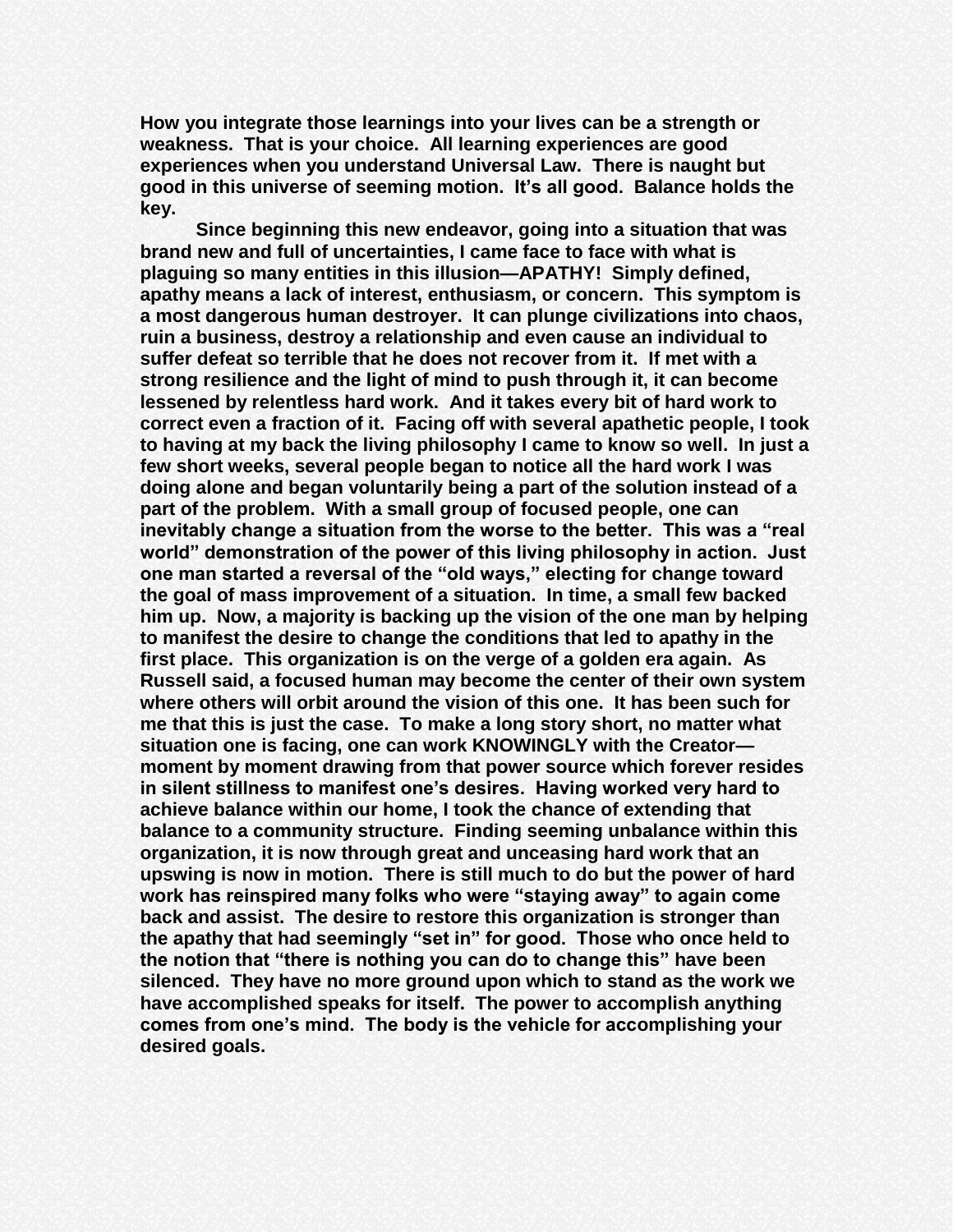**How you integrate those learnings into your lives can be a strength or weakness. That is your choice. All learning experiences are good experiences when you understand Universal Law. There is naught but good in this universe of seeming motion. It's all good. Balance holds the key.**

**Since beginning this new endeavor, going into a situation that was brand new and full of uncertainties, I came face to face with what is plaguing so many entities in this illusion—APATHY! Simply defined, apathy means a lack of interest, enthusiasm, or concern. This symptom is a most dangerous human destroyer. It can plunge civilizations into chaos, ruin a business, destroy a relationship and even cause an individual to suffer defeat so terrible that he does not recover from it. If met with a strong resilience and the light of mind to push through it, it can become lessened by relentless hard work. And it takes every bit of hard work to correct even a fraction of it. Facing off with several apathetic people, I took to having at my back the living philosophy I came to know so well. In just a few short weeks, several people began to notice all the hard work I was doing alone and began voluntarily being a part of the solution instead of a part of the problem. With a small group of focused people, one can inevitably change a situation from the worse to the better. This was a "real world" demonstration of the power of this living philosophy in action. Just one man started a reversal of the "old ways," electing for change toward the goal of mass improvement of a situation. In time, a small few backed him up. Now, a majority is backing up the vision of the one man by helping to manifest the desire to change the conditions that led to apathy in the first place. This organization is on the verge of a golden era again. As Russell said, a focused human may become the center of their own system where others will orbit around the vision of this one. It has been such for me that this is just the case. To make a long story short, no matter what situation one is facing, one can work KNOWINGLY with the Creator—moment by moment drawing from that power source which forever resides in silent stillness to manifest one's desires. Having worked very hard to achieve balance within our home, I took the chance of extending that balance to a community structure. Finding seeming unbalance within this organization, it is now through great and unceasing hard work that an upswing is now in motion. There is still much to do but the power of hard work has reinspired many folks who were "staying away" to again come back and assist. The desire to restore this organization is stronger than the apathy that had seemingly "set in" for good. Those who once held to the notion that "there is nothing you can do to change this" have been silenced. They have no more ground upon which to stand as the work we have accomplished speaks for itself. The power to accomplish anything comes from one's mind. The body is the vehicle for accomplishing your desired goals.**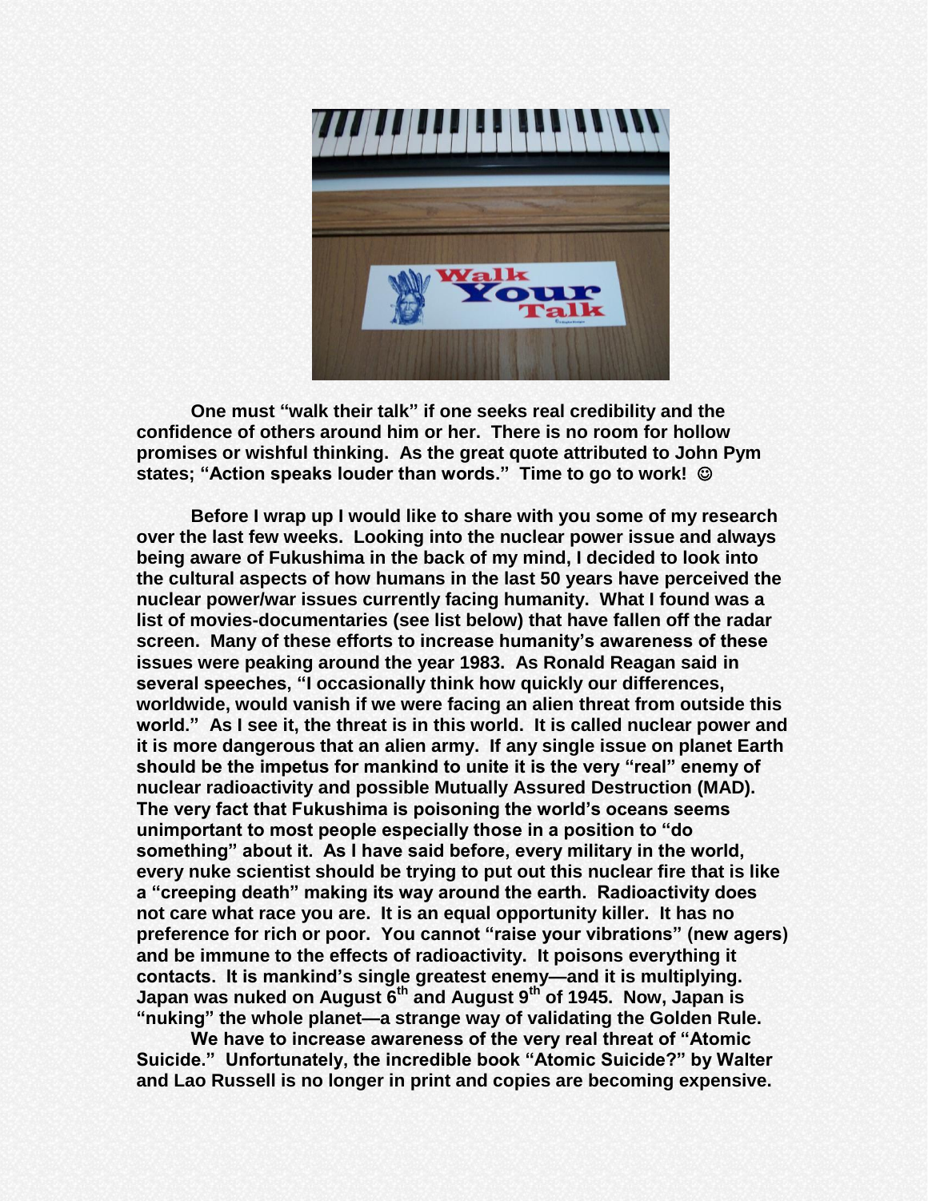**One must "walk their talk" if one seeks real credibility and the confidence of others around him or her. There is no room for hollow promises or wishful thinking. As the great quote attributed to John Pym states; "Action speaks louder than words." Time to go to work! ☺**

**Before I wrap up I would like to share with you some of my research over the last few weeks. Looking into the nuclear power issue and always being aware of Fukushima in the back of my mind, I decided to look into the cultural aspects of how humans in the last 50 years have perceived the nuclear power/war issues currently facing humanity. What I found was a list of movies-documentaries (see list below) that have fallen off the radar screen. Many of these efforts to increase humanity's awareness of these issues were peaking around the year 1983. As Ronald Reagan said in several speeches, "I occasionally think how quickly our differences, worldwide, would vanish if we were facing an alien threat from outside this world." As I see it, the threat is in this world. It is called nuclear power and it is more dangerous that an alien army. If any single issue on planet Earth should be the impetus for mankind to unite it is the very "real" enemy of nuclear radioactivity and possible Mutually Assured Destruction (MAD). The very fact that Fukushima is poisoning the world's oceans seems unimportant to most people especially those in a position to "do something" about it. As I have said before, every military in the world, every nuke scientist should be trying to put out this nuclear fire that is like a "creeping death" making its way around the earth. Radioactivity does not care what race you are. It is an equal opportunity killer. It has no preference for rich or poor. You cannot "raise your vibrations" (new agers) and be immune to the effects of radioactivity. It poisons everything it contacts. It is mankind's single greatest enemy—and it is multiplying. Japan was nuked on August 6th and August 9th of 1945. Now, Japan is "nuking" the whole planet—a strange way of validating the Golden Rule.**

**We have to increase awareness of the very real threat of "Atomic Suicide." Unfortunately, the incredible book "Atomic Suicide?" by Walter and Lao Russell is no longer in print and copies are becoming expensive.**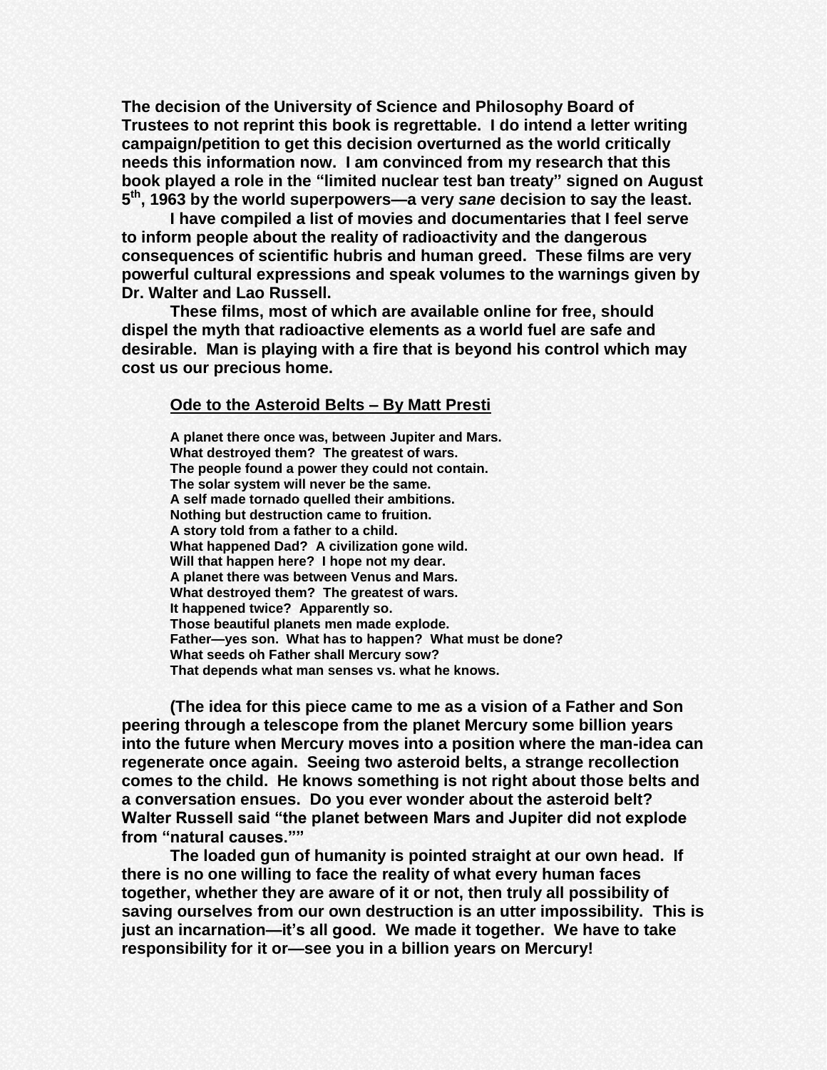**The decision of the University of Science and Philosophy Board of Trustees to not reprint this book is regrettable. I do intend a letter writing campaign/petition to get this decision overturned as the world critically needs this information now. I am convinced from my research that this book played a role in the "limited nuclear test ban treaty" signed on August 5th, 1963 by the world superpowers—a very *sane* decision to say the least.**

**I have compiled a list of movies and documentaries that I feel serve to inform people about the reality of radioactivity and the dangerous consequences of scientific hubris and human greed. These films are very powerful cultural expressions and speak volumes to the warnings given by Dr. Walter and Lao Russell.**

**These films, most of which are available online for free, should dispel the myth that radioactive elements as a world fuel are safe and desirable. Man is playing with a fire that is beyond his control which may cost us our precious home.**

**<u>Ode to the Asteroid Belts – By Matt Presti</u>**

**A planet there once was, between Jupiter and Mars.**
**What destroyed them? The greatest of wars.**
**The people found a power they could not contain.**
**The solar system will never be the same.**
**A self made tornado quelled their ambitions.**
**Nothing but destruction came to fruition.**
**A story told from a father to a child.**
**What happened Dad? A civilization gone wild.**
**Will that happen here? I hope not my dear.**
**A planet there was between Venus and Mars.**
**What destroyed them? The greatest of wars.**
**It happened twice? Apparently so.**
**Those beautiful planets men made explode.**
**Father—yes son. What has to happen? What must be done?**
**What seeds oh Father shall Mercury sow?**
**That depends what man senses vs. what he knows.**

**(The idea for this piece came to me as a vision of a Father and Son peering through a telescope from the planet Mercury some billion years into the future when Mercury moves into a position where the man-idea can regenerate once again. Seeing two asteroid belts, a strange recollection comes to the child. He knows something is not right about those belts and a conversation ensues. Do you ever wonder about the asteroid belt? Walter Russell said "the planet between Mars and Jupiter did not explode from "natural causes.""**

**The loaded gun of humanity is pointed straight at our own head. If there is no one willing to face the reality of what every human faces together, whether they are aware of it or not, then truly all possibility of saving ourselves from our own destruction is an utter impossibility. This is just an incarnation—it's all good. We made it together. We have to take responsibility for it or—see you in a billion years on Mercury!**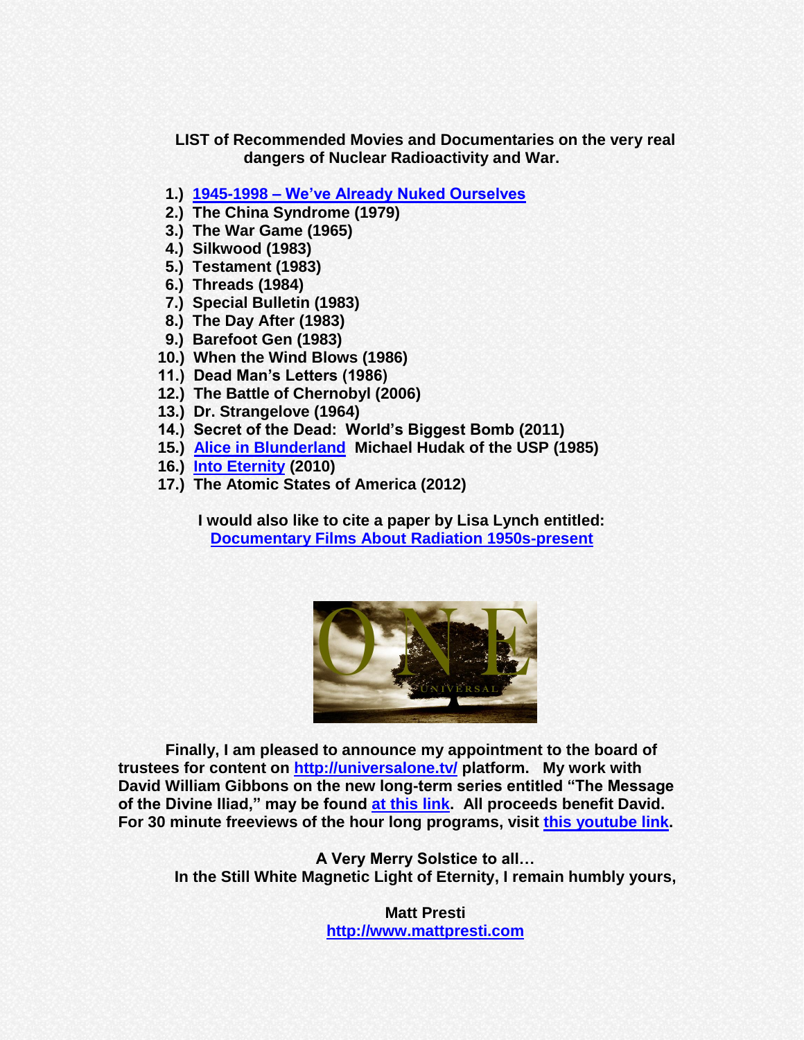**LIST of Recommended Movies and Documentaries on the very real dangers of Nuclear Radioactivity and War.**

1. **[1945-1998 – We've Already Nuked Ourselves]**
2. **The China Syndrome (1979)**
3. **The War Game (1965)**
4. **Silkwood (1983)**
5. **Testament (1983)**
6. **Threads (1984)**
7. **Special Bulletin (1983)**
8. **The Day After (1983)**
9. **Barefoot Gen (1983)**
10. **When the Wind Blows (1986)**
11. **Dead Man's Letters (1986)**
12. **The Battle of Chernobyl (2006)**
13. **Dr. Strangelove (1964)**
14. **Secret of the Dead: World's Biggest Bomb (2011)**
15. **[Alice in Blunderland] Michael Hudak of the USP (1985)**
16. **[Into Eternity] (2010)**
17. **The Atomic States of America (2012)**

**I would also like to cite a paper by Lisa Lynch entitled: [Documentary Films About Radiation 1950s-present]**

**Finally, I am pleased to announce my appointment to the board of trustees for content on http://universalone.tv/ platform. My work with David William Gibbons on the new long-term series entitled "The Message of the Divine Iliad," may be found [at this link]. All proceeds benefit David. For 30 minute freeviews of the hour long programs, visit [this youtube link].**

**A Very Merry Solstice to all…**
**In the Still White Magnetic Light of Eternity, I remain humbly yours,**

**Matt Presti**
**http://www.mattpresti.com**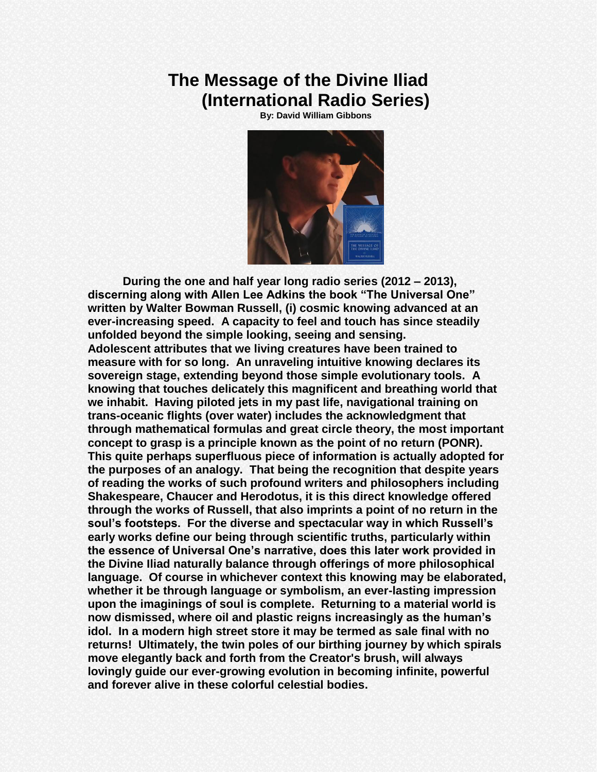# The Message of the Divine Iliad (International Radio Series)

**By: David William Gibbons**

**During the one and half year long radio series (2012 – 2013), discerning along with Allen Lee Adkins the book "The Universal One" written by Walter Bowman Russell, (i) cosmic knowing advanced at an ever-increasing speed. A capacity to feel and touch has since steadily unfolded beyond the simple looking, seeing and sensing. Adolescent attributes that we living creatures have been trained to measure with for so long. An unraveling intuitive knowing declares its sovereign stage, extending beyond those simple evolutionary tools. A knowing that touches delicately this magnificent and breathing world that we inhabit. Having piloted jets in my past life, navigational training on trans-oceanic flights (over water) includes the acknowledgment that through mathematical formulas and great circle theory, the most important concept to grasp is a principle known as the point of no return (PONR). This quite perhaps superfluous piece of information is actually adopted for the purposes of an analogy. That being the recognition that despite years of reading the works of such profound writers and philosophers including Shakespeare, Chaucer and Herodotus, it is this direct knowledge offered through the works of Russell, that also imprints a point of no return in the soul's footsteps. For the diverse and spectacular way in which Russell's early works define our being through scientific truths, particularly within the essence of Universal One's narrative, does this later work provided in the Divine Iliad naturally balance through offerings of more philosophical language. Of course in whichever context this knowing may be elaborated, whether it be through language or symbolism, an ever-lasting impression upon the imaginings of soul is complete. Returning to a material world is now dismissed, where oil and plastic reigns increasingly as the human's idol. In a modern high street store it may be termed as sale final with no returns! Ultimately, the twin poles of our birthing journey by which spirals move elegantly back and forth from the Creator's brush, will always lovingly guide our ever-growing evolution in becoming infinite, powerful and forever alive in these colorful celestial bodies.**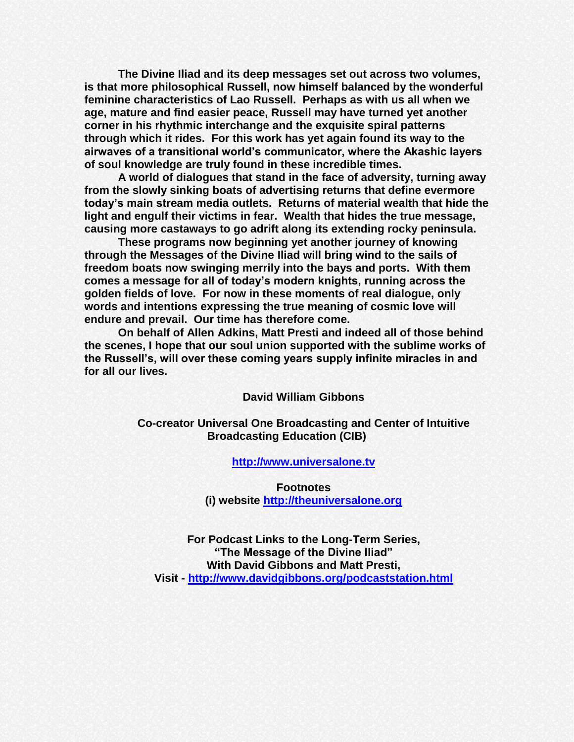**The Divine Iliad and its deep messages set out across two volumes, is that more philosophical Russell, now himself balanced by the wonderful feminine characteristics of Lao Russell. Perhaps as with us all when we age, mature and find easier peace, Russell may have turned yet another corner in his rhythmic interchange and the exquisite spiral patterns through which it rides. For this work has yet again found its way to the airwaves of a transitional world's communicator, where the Akashic layers of soul knowledge are truly found in these incredible times.**

**A world of dialogues that stand in the face of adversity, turning away from the slowly sinking boats of advertising returns that define evermore today's main stream media outlets. Returns of material wealth that hide the light and engulf their victims in fear. Wealth that hides the true message, causing more castaways to go adrift along its extending rocky peninsula.**

**These programs now beginning yet another journey of knowing through the Messages of the Divine Iliad will bring wind to the sails of freedom boats now swinging merrily into the bays and ports. With them comes a message for all of today's modern knights, running across the golden fields of love. For now in these moments of real dialogue, only words and intentions expressing the true meaning of cosmic love will endure and prevail. Our time has therefore come.**

**On behalf of Allen Adkins, Matt Presti and indeed all of those behind the scenes, I hope that our soul union supported with the sublime works of the Russell's, will over these coming years supply infinite miracles in and for all our lives.**

**David William Gibbons**

**Co-creator Universal One Broadcasting and Center of Intuitive Broadcasting Education (CIB)**

**[http://www.universalone.tv](http://www.universalone.tv)**

**Footnotes**
**(i) website [http://theuniversalone.org](http://theuniversalone.org)**

**For Podcast Links to the Long-Term Series,**
**"The Message of the Divine Iliad"**
**With David Gibbons and Matt Presti,**
**Visit - [http://www.davidgibbons.org/podcaststation.html](http://www.davidgibbons.org/podcaststation.html)**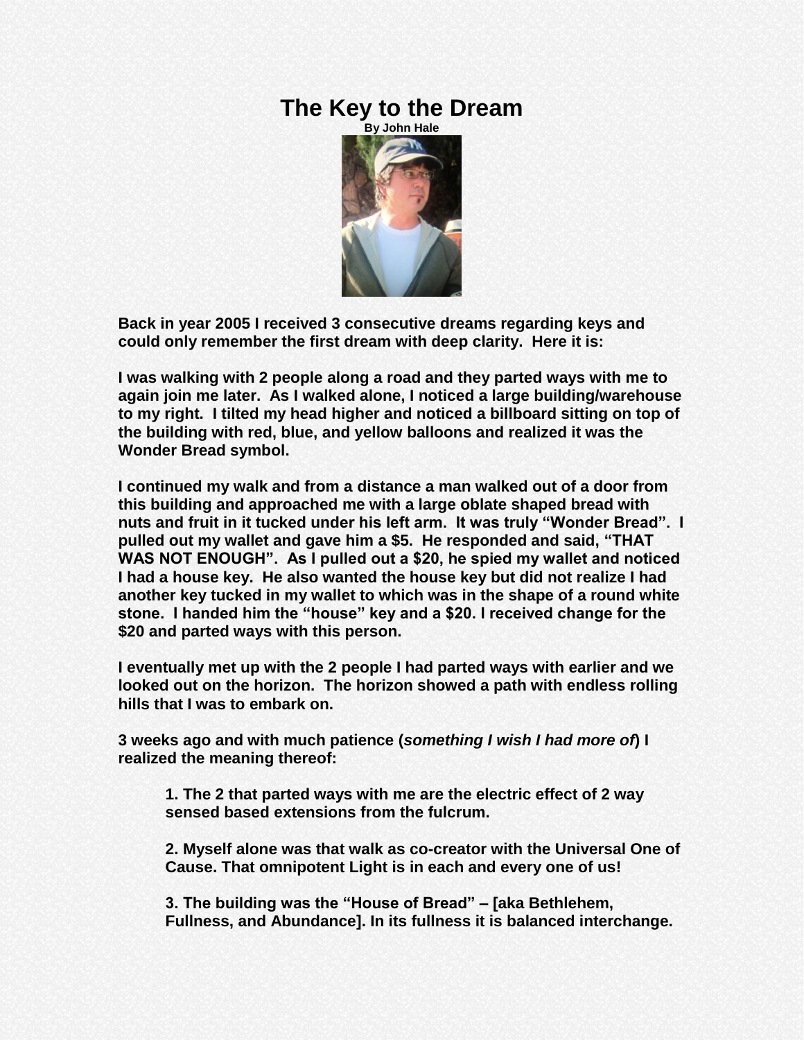# The Key to the Dream

**By John Hale**

**Back in year 2005 I received 3 consecutive dreams regarding keys and could only remember the first dream with deep clarity. Here it is:**

**I was walking with 2 people along a road and they parted ways with me to again join me later. As I walked alone, I noticed a large building/warehouse to my right. I tilted my head higher and noticed a billboard sitting on top of the building with red, blue, and yellow balloons and realized it was the Wonder Bread symbol.**

**I continued my walk and from a distance a man walked out of a door from this building and approached me with a large oblate shaped bread with nuts and fruit in it tucked under his left arm. It was truly "Wonder Bread". I pulled out my wallet and gave him a $5. He responded and said, "THAT WAS NOT ENOUGH". As I pulled out a $20, he spied my wallet and noticed I had a house key. He also wanted the house key but did not realize I had another key tucked in my wallet to which was in the shape of a round white stone. I handed him the "house" key and a $20. I received change for the $20 and parted ways with this person.**

**I eventually met up with the 2 people I had parted ways with earlier and we looked out on the horizon. The horizon showed a path with endless rolling hills that I was to embark on.**

**3 weeks ago and with much patience (*something I wish I had more of*) I realized the meaning thereof:**

> **1. The 2 that parted ways with me are the electric effect of 2 way sensed based extensions from the fulcrum.**
>
> **2. Myself alone was that walk as co-creator with the Universal One of Cause. That omnipotent Light is in each and every one of us!**
>
> **3. The building was the "House of Bread" – [aka Bethlehem, Fullness, and Abundance]. In its fullness it is balanced interchange.**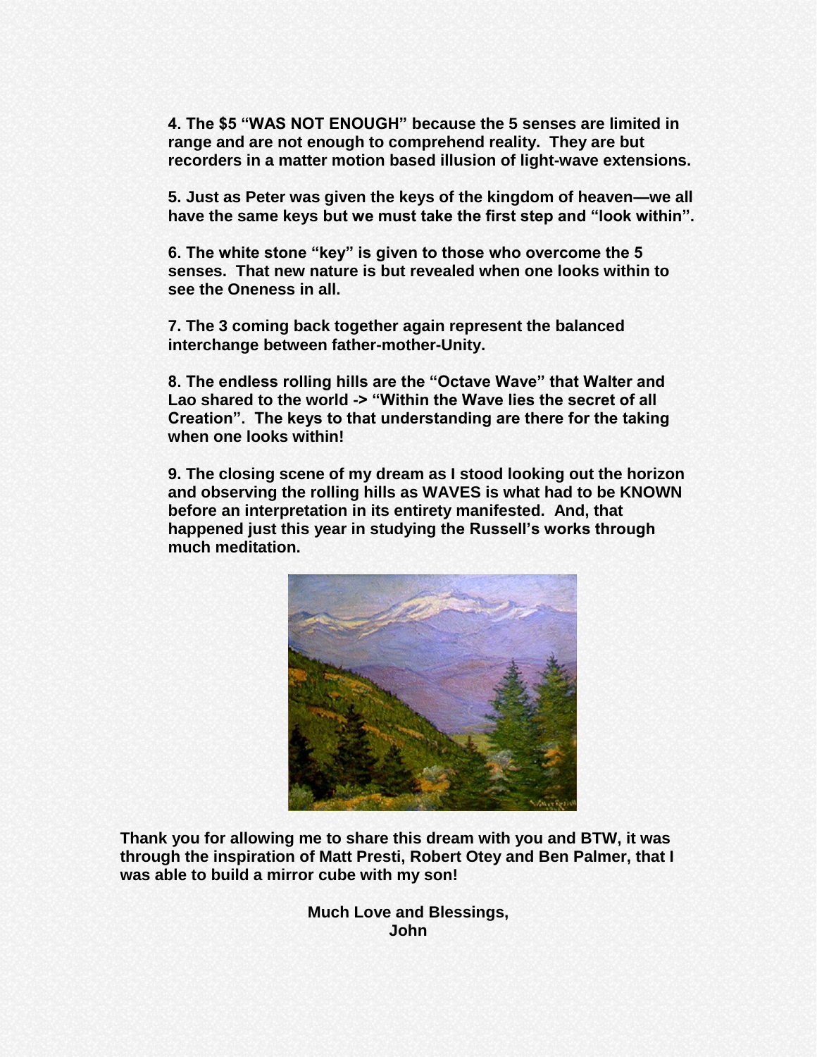**4. The $5 "WAS NOT ENOUGH" because the 5 senses are limited in range and are not enough to comprehend reality. They are but recorders in a matter motion based illusion of light-wave extensions.**

**5. Just as Peter was given the keys of the kingdom of heaven—we all have the same keys but we must take the first step and "look within".**

**6. The white stone "key" is given to those who overcome the 5 senses. That new nature is but revealed when one looks within to see the Oneness in all.**

**7. The 3 coming back together again represent the balanced interchange between father-mother-Unity.**

**8. The endless rolling hills are the "Octave Wave" that Walter and Lao shared to the world -> "Within the Wave lies the secret of all Creation". The keys to that understanding are there for the taking when one looks within!**

**9. The closing scene of my dream as I stood looking out the horizon and observing the rolling hills as WAVES is what had to be KNOWN before an interpretation in its entirety manifested. And, that happened just this year in studying the Russell's works through much meditation.**

**Thank you for allowing me to share this dream with you and BTW, it was through the inspiration of Matt Presti, Robert Otey and Ben Palmer, that I was able to build a mirror cube with my son!**

**Much Love and Blessings,**
**John**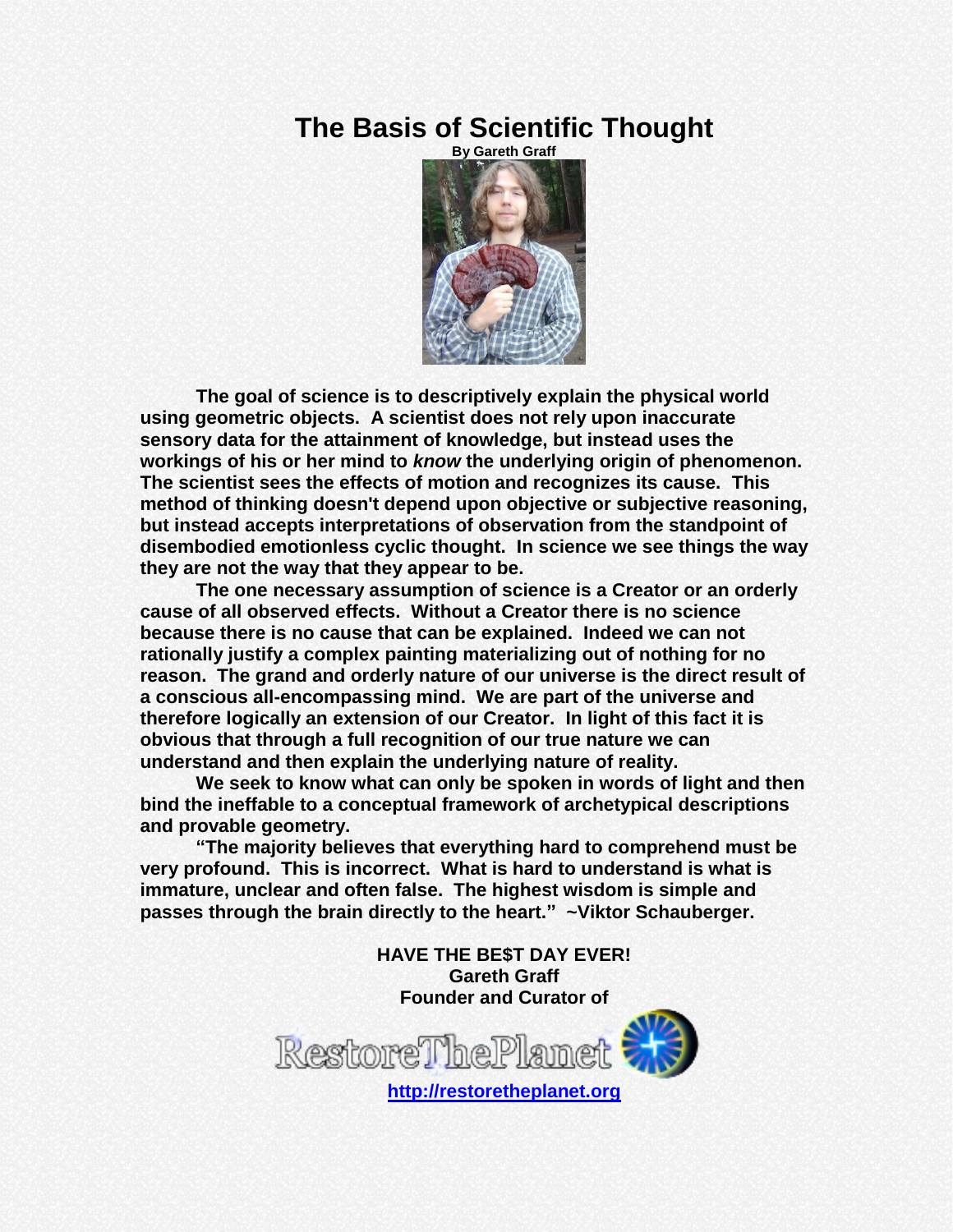# The Basis of Scientific Thought

**By Gareth Graff**

**The goal of science is to descriptively explain the physical world using geometric objects. A scientist does not rely upon inaccurate sensory data for the attainment of knowledge, but instead uses the workings of his or her mind to *know* the underlying origin of phenomenon. The scientist sees the effects of motion and recognizes its cause. This method of thinking doesn't depend upon objective or subjective reasoning, but instead accepts interpretations of observation from the standpoint of disembodied emotionless cyclic thought. In science we see things the way they are not the way that they appear to be.**

**The one necessary assumption of science is a Creator or an orderly cause of all observed effects. Without a Creator there is no science because there is no cause that can be explained. Indeed we can not rationally justify a complex painting materializing out of nothing for no reason. The grand and orderly nature of our universe is the direct result of a conscious all-encompassing mind. We are part of the universe and therefore logically an extension of our Creator. In light of this fact it is obvious that through a full recognition of our true nature we can understand and then explain the underlying nature of reality.**

**We seek to know what can only be spoken in words of light and then bind the ineffable to a conceptual framework of archetypical descriptions and provable geometry.**

**"The majority believes that everything hard to comprehend must be very profound. This is incorrect. What is hard to understand is what is immature, unclear and often false. The highest wisdom is simple and passes through the brain directly to the heart." ~Viktor Schauberger.**

**HAVE THE BE$T DAY EVER!**
**Gareth Graff**
**Founder and Curator of**

RestoreThePlanet

**http://restoretheplanet.org**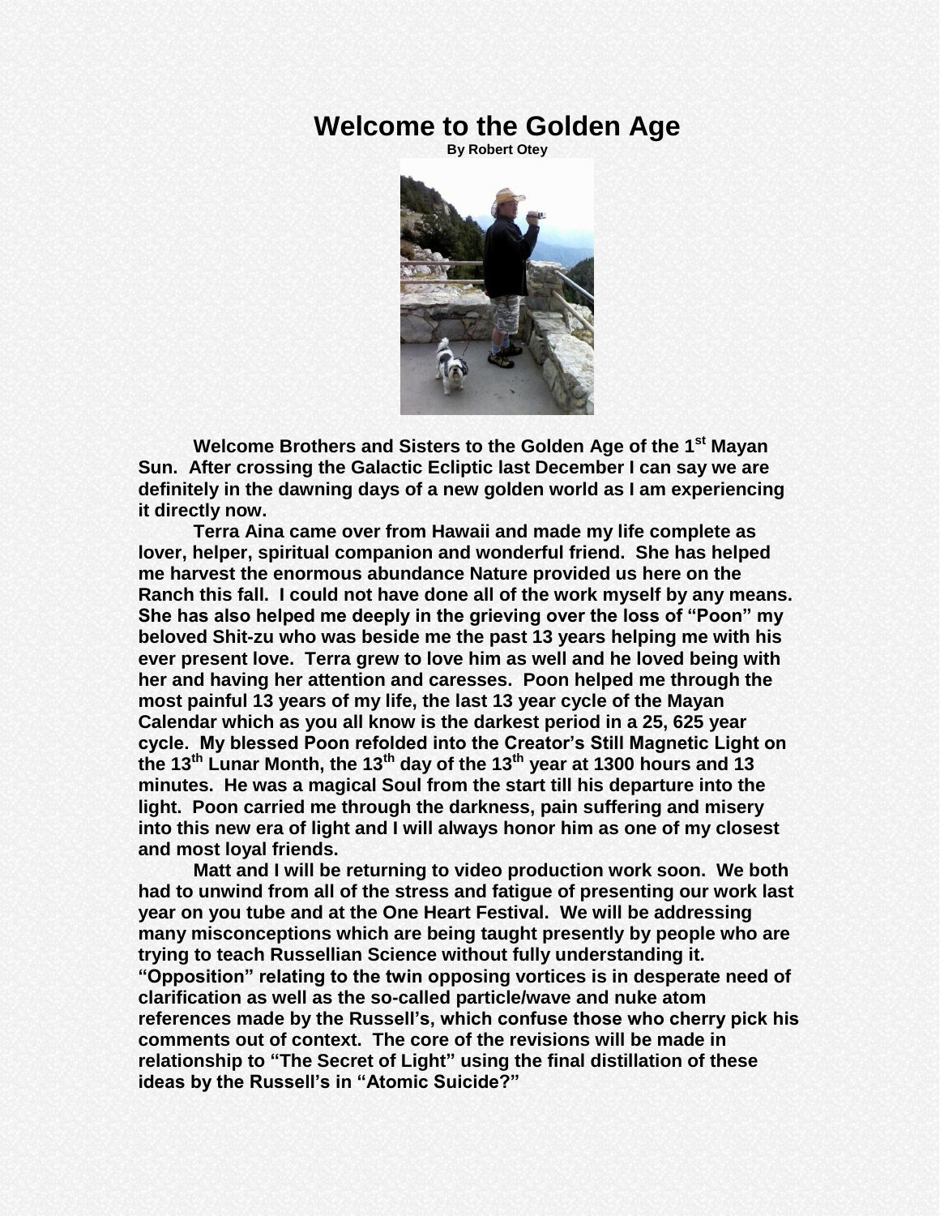# Welcome to the Golden Age

**By Robert Otey**

**Welcome Brothers and Sisters to the Golden Age of the 1st Mayan Sun. After crossing the Galactic Ecliptic last December I can say we are definitely in the dawning days of a new golden world as I am experiencing it directly now.**

**Terra Aina came over from Hawaii and made my life complete as lover, helper, spiritual companion and wonderful friend. She has helped me harvest the enormous abundance Nature provided us here on the Ranch this fall. I could not have done all of the work myself by any means. She has also helped me deeply in the grieving over the loss of "Poon" my beloved Shit-zu who was beside me the past 13 years helping me with his ever present love. Terra grew to love him as well and he loved being with her and having her attention and caresses. Poon helped me through the most painful 13 years of my life, the last 13 year cycle of the Mayan Calendar which as you all know is the darkest period in a 25, 625 year cycle. My blessed Poon refolded into the Creator's Still Magnetic Light on the 13th Lunar Month, the 13th day of the 13th year at 1300 hours and 13 minutes. He was a magical Soul from the start till his departure into the light. Poon carried me through the darkness, pain suffering and misery into this new era of light and I will always honor him as one of my closest and most loyal friends.**

**Matt and I will be returning to video production work soon. We both had to unwind from all of the stress and fatigue of presenting our work last year on you tube and at the One Heart Festival. We will be addressing many misconceptions which are being taught presently by people who are trying to teach Russellian Science without fully understanding it. "Opposition" relating to the twin opposing vortices is in desperate need of clarification as well as the so-called particle/wave and nuke atom references made by the Russell's, which confuse those who cherry pick his comments out of context. The core of the revisions will be made in relationship to "The Secret of Light" using the final distillation of these ideas by the Russell's in "Atomic Suicide?"**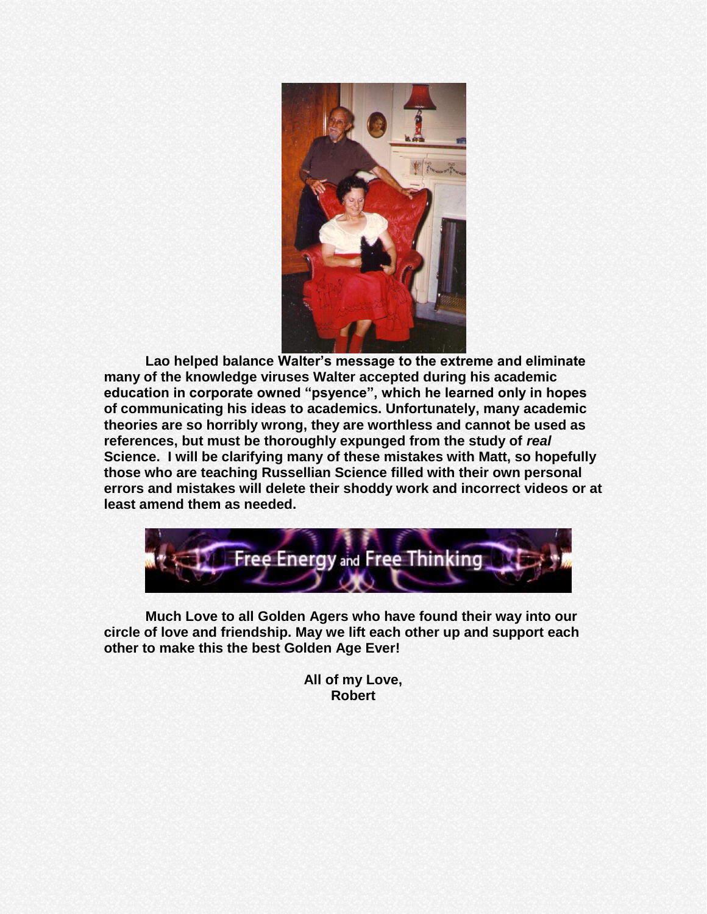**Lao helped balance Walter's message to the extreme and eliminate many of the knowledge viruses Walter accepted during his academic education in corporate owned "psyence", which he learned only in hopes of communicating his ideas to academics. Unfortunately, many academic theories are so horribly wrong, they are worthless and cannot be used as references, but must be thoroughly expunged from the study of *real* Science. I will be clarifying many of these mistakes with Matt, so hopefully those who are teaching Russellian Science filled with their own personal errors and mistakes will delete their shoddy work and incorrect videos or at least amend them as needed.**

**Much Love to all Golden Agers who have found their way into our circle of love and friendship. May we lift each other up and support each other to make this the best Golden Age Ever!**

**All of my Love,**
**Robert**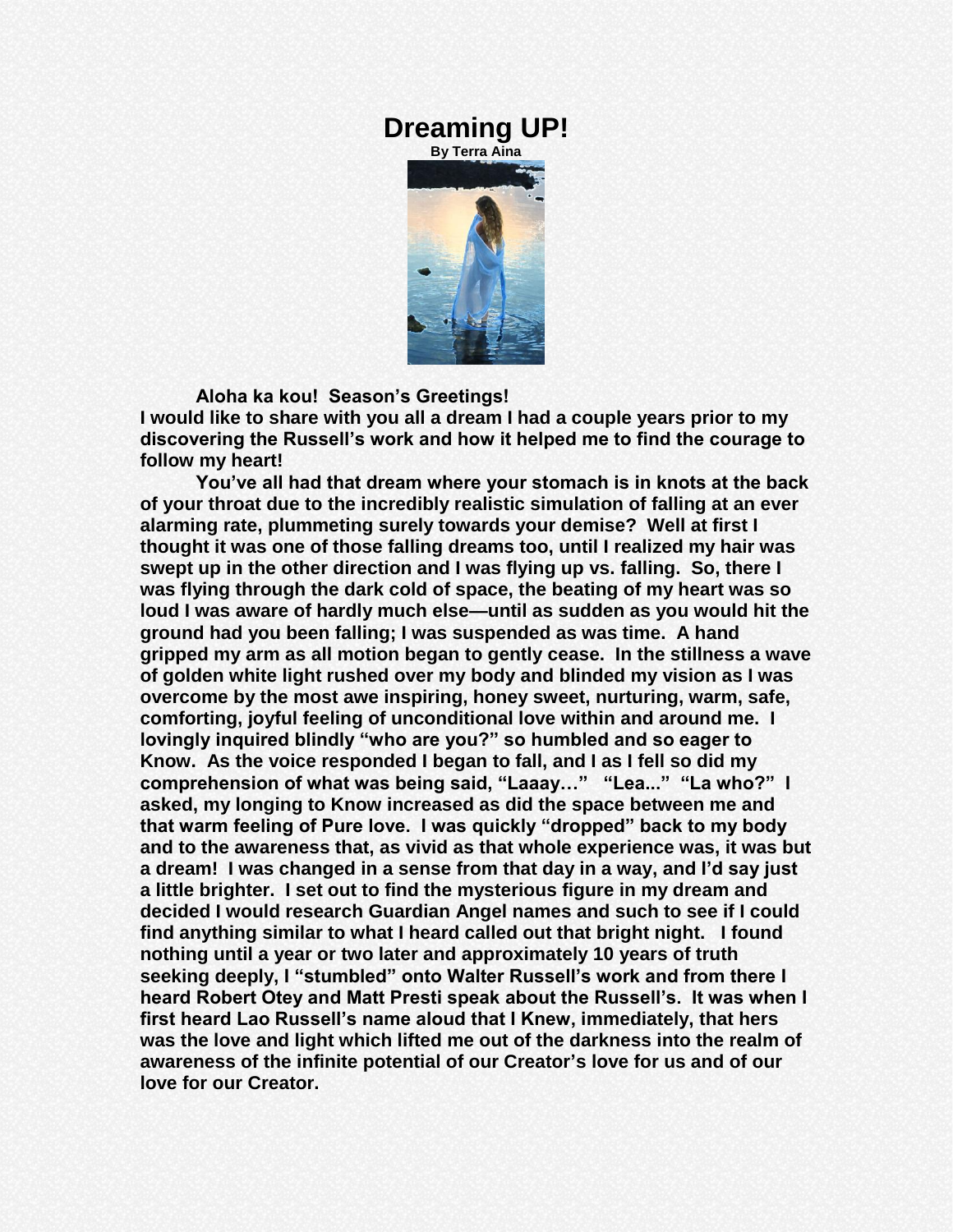# Dreaming UP!

**By Terra Aina**

**Aloha ka kou! Season's Greetings!**

**I would like to share with you all a dream I had a couple years prior to my discovering the Russell's work and how it helped me to find the courage to follow my heart!**

**You've all had that dream where your stomach is in knots at the back of your throat due to the incredibly realistic simulation of falling at an ever alarming rate, plummeting surely towards your demise? Well at first I thought it was one of those falling dreams too, until I realized my hair was swept up in the other direction and I was flying up vs. falling. So, there I was flying through the dark cold of space, the beating of my heart was so loud I was aware of hardly much else—until as sudden as you would hit the ground had you been falling; I was suspended as was time. A hand gripped my arm as all motion began to gently cease. In the stillness a wave of golden white light rushed over my body and blinded my vision as I was overcome by the most awe inspiring, honey sweet, nurturing, warm, safe, comforting, joyful feeling of unconditional love within and around me. I lovingly inquired blindly "who are you?" so humbled and so eager to Know. As the voice responded I began to fall, and I as I fell so did my comprehension of what was being said, "Laaay…" "Lea..." "La who?" I asked, my longing to Know increased as did the space between me and that warm feeling of Pure love. I was quickly "dropped" back to my body and to the awareness that, as vivid as that whole experience was, it was but a dream! I was changed in a sense from that day in a way, and I'd say just a little brighter. I set out to find the mysterious figure in my dream and decided I would research Guardian Angel names and such to see if I could find anything similar to what I heard called out that bright night. I found nothing until a year or two later and approximately 10 years of truth seeking deeply, I "stumbled" onto Walter Russell's work and from there I heard Robert Otey and Matt Presti speak about the Russell's. It was when I first heard Lao Russell's name aloud that I Knew, immediately, that hers was the love and light which lifted me out of the darkness into the realm of awareness of the infinite potential of our Creator's love for us and of our love for our Creator.**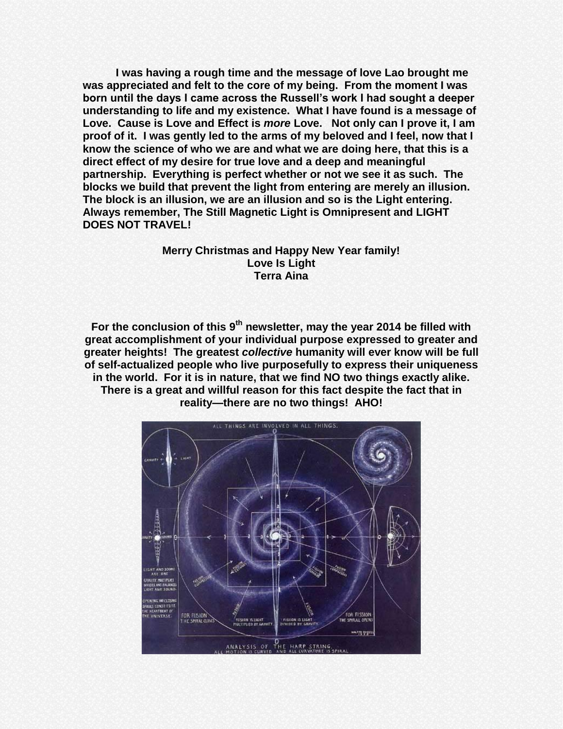**I was having a rough time and the message of love Lao brought me was appreciated and felt to the core of my being. From the moment I was born until the days I came across the Russell's work I had sought a deeper understanding to life and my existence. What I have found is a message of Love. Cause is Love and Effect is *more* Love. Not only can I prove it, I am proof of it. I was gently led to the arms of my beloved and I feel, now that I know the science of who we are and what we are doing here, that this is a direct effect of my desire for true love and a deep and meaningful partnership. Everything is perfect whether or not we see it as such. The blocks we build that prevent the light from entering are merely an illusion. The block is an illusion, we are an illusion and so is the Light entering. Always remember, The Still Magnetic Light is Omnipresent and LIGHT DOES NOT TRAVEL!**

**Merry Christmas and Happy New Year family!**
**Love Is Light**
**Terra Aina**

**For the conclusion of this 9th newsletter, may the year 2014 be filled with great accomplishment of your individual purpose expressed to greater and greater heights! The greatest *collective* humanity will ever know will be full of self-actualized people who live purposefully to express their uniqueness in the world. For it is in nature, that we find NO two things exactly alike. There is a great and willful reason for this fact despite the fact that in reality—there are no two things! AHO!**

ALL THINGS ARE INVOLVED IN ALL THINGS.

GRAVITY LIGHT

GRAVITY SOUND

LIGHT AND SOUND ARE ONE

GRAVITY MULTIPLIES DIVIDES AND BALANCES LIGHT AND SOUND.

OPENING AND CLOSING SPIRALS CONSTITUTE THE HEARTBEAT OF THE UNIVERSE.

FOR FUSION THE SPIRAL CLOSES

FUSION IS LIGHT MULTIPLIED BY GRAVITY

FISSION IS LIGHT DIVIDED BY GRAVITY

FOR FISSION THE SPIRAL OPENS

ANALYSIS OF THE HARP STRING.
ALL MOTION IS CURVED AND ALL CURVATURE IS SPIRAL